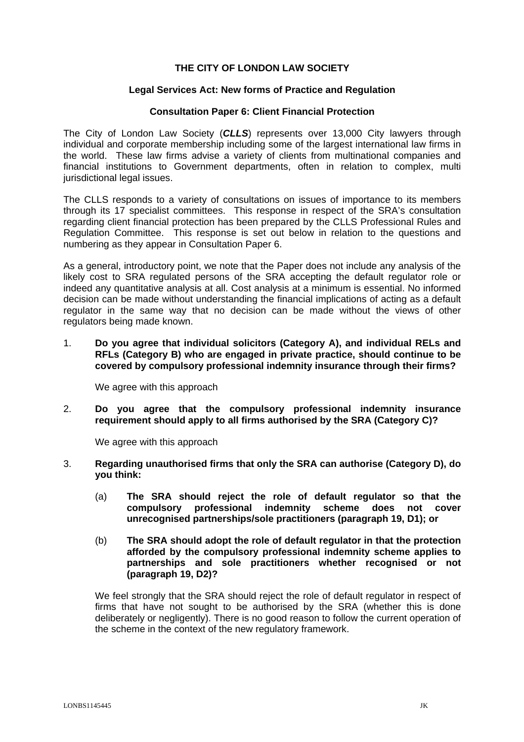**THE CITY OF LONDON LAW SOCIETY**

**Legal Services Act: New forms of Practice and Regulation**

**Consultation Paper 6: Client Financial Protection**

The City of London Law Society (***CLLS***) represents over 13,000 City lawyers through individual and corporate membership including some of the largest international law firms in the world. These law firms advise a variety of clients from multinational companies and financial institutions to Government departments, often in relation to complex, multi jurisdictional legal issues.

The CLLS responds to a variety of consultations on issues of importance to its members through its 17 specialist committees. This response in respect of the SRA's consultation regarding client financial protection has been prepared by the CLLS Professional Rules and Regulation Committee. This response is set out below in relation to the questions and numbering as they appear in Consultation Paper 6.

As a general, introductory point, we note that the Paper does not include any analysis of the likely cost to SRA regulated persons of the SRA accepting the default regulator role or indeed any quantitative analysis at all. Cost analysis at a minimum is essential. No informed decision can be made without understanding the financial implications of acting as a default regulator in the same way that no decision can be made without the views of other regulators being made known.

1. **Do you agree that individual solicitors (Category A), and individual RELs and RFLs (Category B) who are engaged in private practice, should continue to be covered by compulsory professional indemnity insurance through their firms?**

   We agree with this approach

2. **Do you agree that the compulsory professional indemnity insurance requirement should apply to all firms authorised by the SRA (Category C)?**

   We agree with this approach

3. **Regarding unauthorised firms that only the SRA can authorise (Category D), do you think:**

   (a) **The SRA should reject the role of default regulator so that the compulsory professional indemnity scheme does not cover unrecognised partnerships/sole practitioners (paragraph 19, D1); or**

   (b) **The SRA should adopt the role of default regulator in that the protection afforded by the compulsory professional indemnity scheme applies to partnerships and sole practitioners whether recognised or not (paragraph 19, D2)?**

   We feel strongly that the SRA should reject the role of default regulator in respect of firms that have not sought to be authorised by the SRA (whether this is done deliberately or negligently). There is no good reason to follow the current operation of the scheme in the context of the new regulatory framework.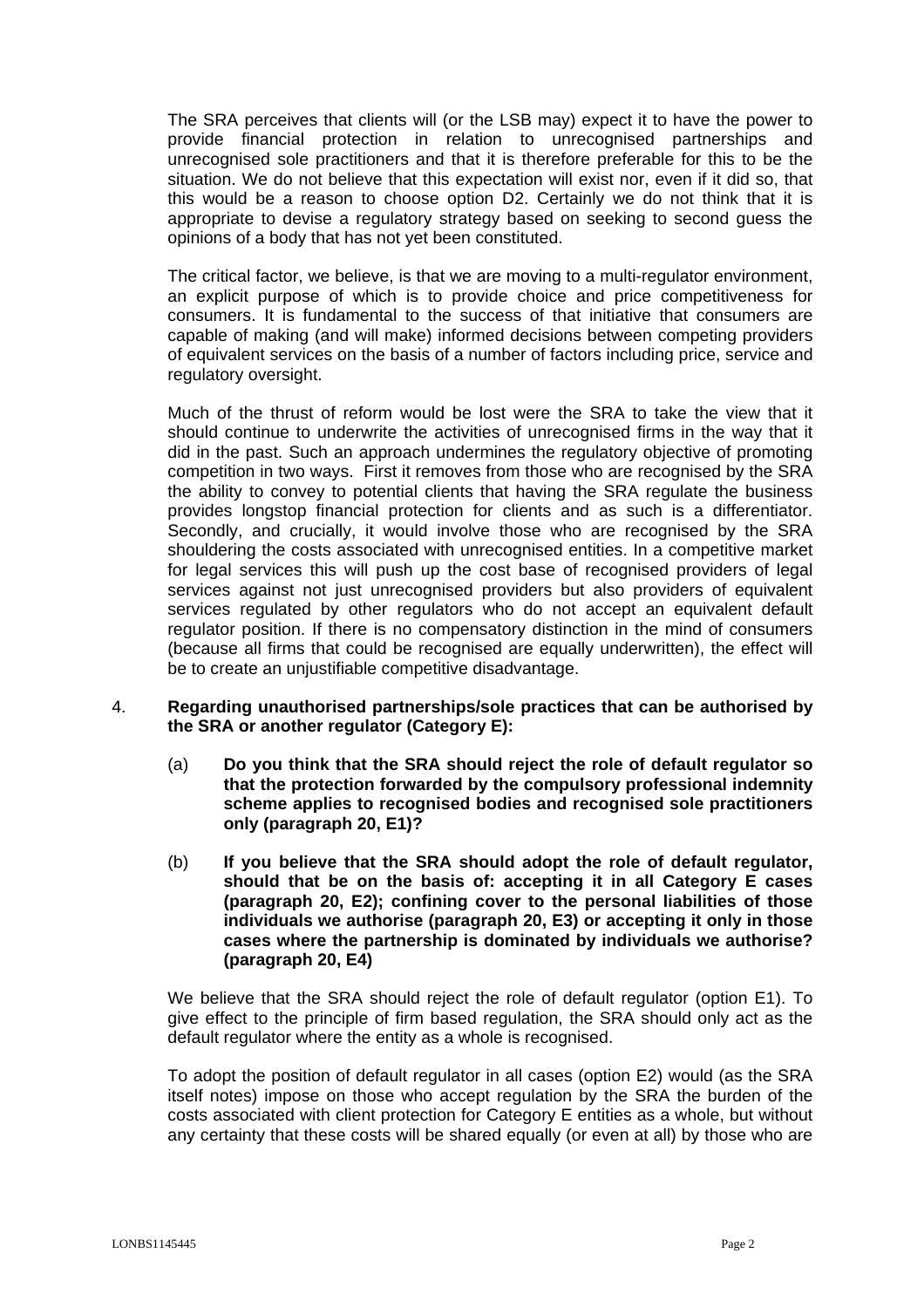The SRA perceives that clients will (or the LSB may) expect it to have the power to provide financial protection in relation to unrecognised partnerships and unrecognised sole practitioners and that it is therefore preferable for this to be the situation. We do not believe that this expectation will exist nor, even if it did so, that this would be a reason to choose option D2. Certainly we do not think that it is appropriate to devise a regulatory strategy based on seeking to second guess the opinions of a body that has not yet been constituted.

The critical factor, we believe, is that we are moving to a multi-regulator environment, an explicit purpose of which is to provide choice and price competitiveness for consumers. It is fundamental to the success of that initiative that consumers are capable of making (and will make) informed decisions between competing providers of equivalent services on the basis of a number of factors including price, service and regulatory oversight.

Much of the thrust of reform would be lost were the SRA to take the view that it should continue to underwrite the activities of unrecognised firms in the way that it did in the past. Such an approach undermines the regulatory objective of promoting competition in two ways. First it removes from those who are recognised by the SRA the ability to convey to potential clients that having the SRA regulate the business provides longstop financial protection for clients and as such is a differentiator. Secondly, and crucially, it would involve those who are recognised by the SRA shouldering the costs associated with unrecognised entities. In a competitive market for legal services this will push up the cost base of recognised providers of legal services against not just unrecognised providers but also providers of equivalent services regulated by other regulators who do not accept an equivalent default regulator position. If there is no compensatory distinction in the mind of consumers (because all firms that could be recognised are equally underwritten), the effect will be to create an unjustifiable competitive disadvantage.

4. **Regarding unauthorised partnerships/sole practices that can be authorised by the SRA or another regulator (Category E):**

   (a) **Do you think that the SRA should reject the role of default regulator so that the protection forwarded by the compulsory professional indemnity scheme applies to recognised bodies and recognised sole practitioners only (paragraph 20, E1)?**

   (b) **If you believe that the SRA should adopt the role of default regulator, should that be on the basis of: accepting it in all Category E cases (paragraph 20, E2); confining cover to the personal liabilities of those individuals we authorise (paragraph 20, E3) or accepting it only in those cases where the partnership is dominated by individuals we authorise? (paragraph 20, E4)**

We believe that the SRA should reject the role of default regulator (option E1). To give effect to the principle of firm based regulation, the SRA should only act as the default regulator where the entity as a whole is recognised.

To adopt the position of default regulator in all cases (option E2) would (as the SRA itself notes) impose on those who accept regulation by the SRA the burden of the costs associated with client protection for Category E entities as a whole, but without any certainty that these costs will be shared equally (or even at all) by those who are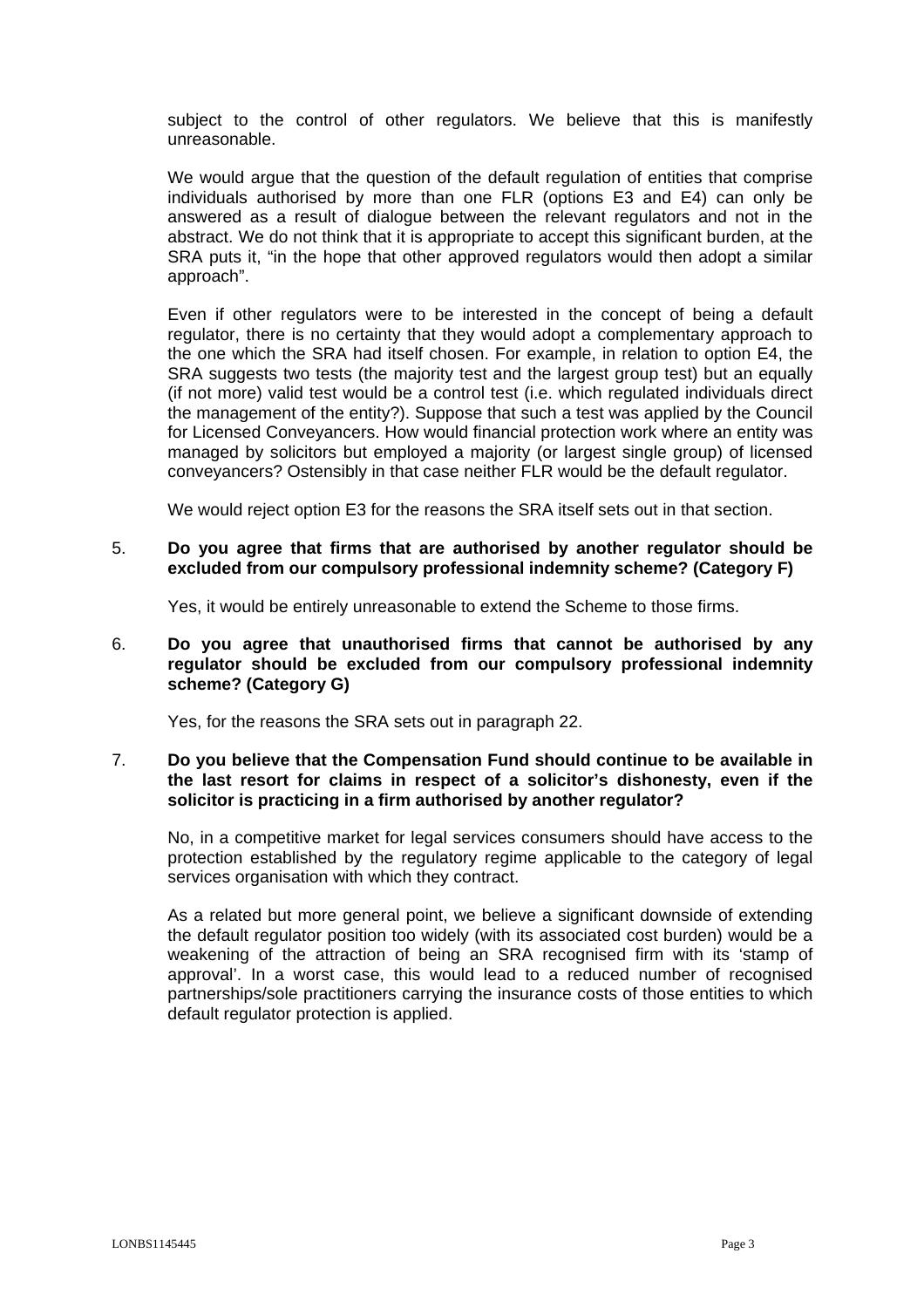subject to the control of other regulators. We believe that this is manifestly unreasonable.

We would argue that the question of the default regulation of entities that comprise individuals authorised by more than one FLR (options E3 and E4) can only be answered as a result of dialogue between the relevant regulators and not in the abstract. We do not think that it is appropriate to accept this significant burden, at the SRA puts it, "in the hope that other approved regulators would then adopt a similar approach".

Even if other regulators were to be interested in the concept of being a default regulator, there is no certainty that they would adopt a complementary approach to the one which the SRA had itself chosen. For example, in relation to option E4, the SRA suggests two tests (the majority test and the largest group test) but an equally (if not more) valid test would be a control test (i.e. which regulated individuals direct the management of the entity?). Suppose that such a test was applied by the Council for Licensed Conveyancers. How would financial protection work where an entity was managed by solicitors but employed a majority (or largest single group) of licensed conveyancers? Ostensibly in that case neither FLR would be the default regulator.

We would reject option E3 for the reasons the SRA itself sets out in that section.

5. **Do you agree that firms that are authorised by another regulator should be excluded from our compulsory professional indemnity scheme? (Category F)**

   Yes, it would be entirely unreasonable to extend the Scheme to those firms.

6. **Do you agree that unauthorised firms that cannot be authorised by any regulator should be excluded from our compulsory professional indemnity scheme? (Category G)**

   Yes, for the reasons the SRA sets out in paragraph 22.

7. **Do you believe that the Compensation Fund should continue to be available in the last resort for claims in respect of a solicitor's dishonesty, even if the solicitor is practicing in a firm authorised by another regulator?**

   No, in a competitive market for legal services consumers should have access to the protection established by the regulatory regime applicable to the category of legal services organisation with which they contract.

   As a related but more general point, we believe a significant downside of extending the default regulator position too widely (with its associated cost burden) would be a weakening of the attraction of being an SRA recognised firm with its 'stamp of approval'. In a worst case, this would lead to a reduced number of recognised partnerships/sole practitioners carrying the insurance costs of those entities to which default regulator protection is applied.